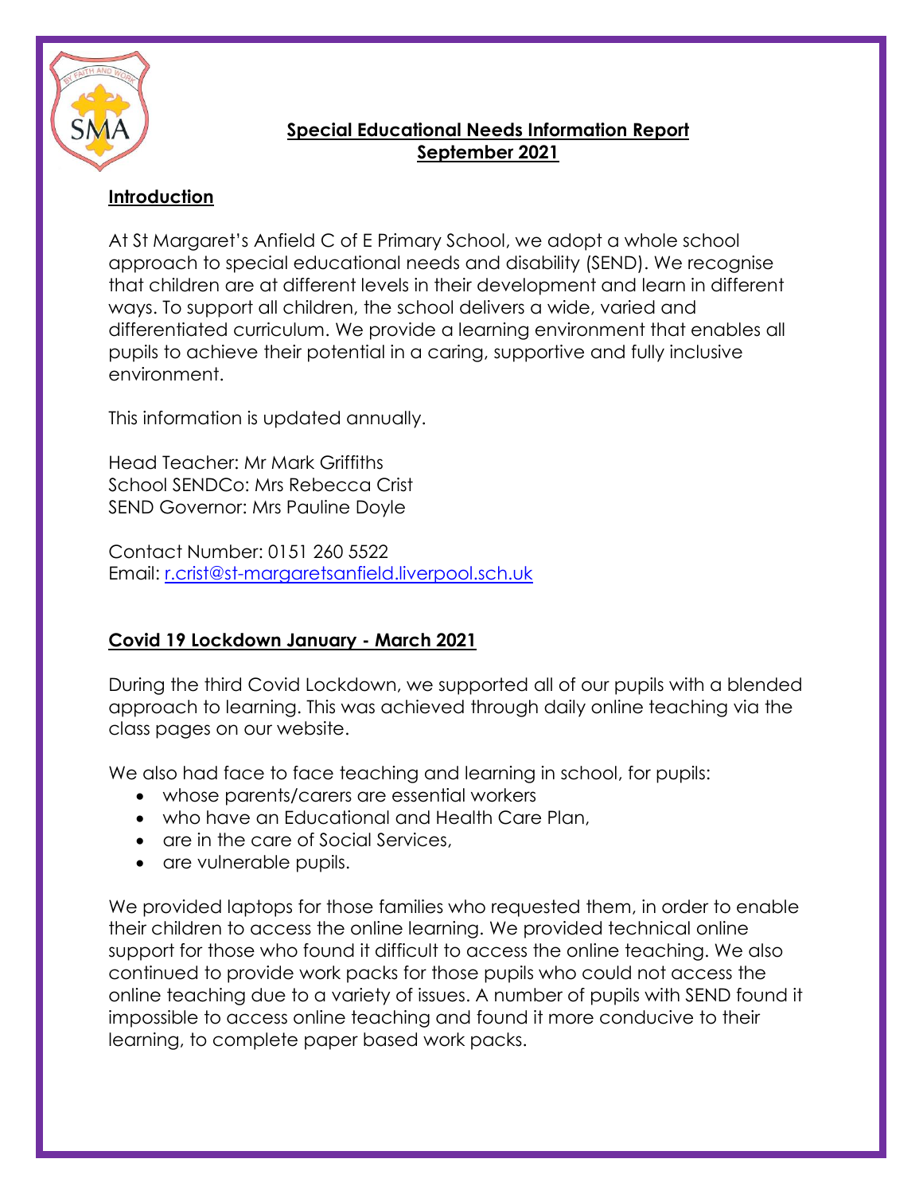# Special Educational Needs Information Report
# September 2021

## Introduction

At St Margaret's Anfield C of E Primary School, we adopt a whole school approach to special educational needs and disability (SEND). We recognise that children are at different levels in their development and learn in different ways. To support all children, the school delivers a wide, varied and differentiated curriculum. We provide a learning environment that enables all pupils to achieve their potential in a caring, supportive and fully inclusive environment.

This information is updated annually.

Head Teacher: Mr Mark Griffiths  
School SENDCo: Mrs Rebecca Crist  
SEND Governor: Mrs Pauline Doyle

Contact Number: 0151 260 5522  
Email: r.crist@st-margaretsanfield.liverpool.sch.uk

## Covid 19 Lockdown January - March 2021

During the third Covid Lockdown, we supported all of our pupils with a blended approach to learning. This was achieved through daily online teaching via the class pages on our website.

We also had face to face teaching and learning in school, for pupils:

- whose parents/carers are essential workers
- who have an Educational and Health Care Plan,
- are in the care of Social Services,
- are vulnerable pupils.

We provided laptops for those families who requested them, in order to enable their children to access the online learning. We provided technical online support for those who found it difficult to access the online teaching. We also continued to provide work packs for those pupils who could not access the online teaching due to a variety of issues. A number of pupils with SEND found it impossible to access online teaching and found it more conducive to their learning, to complete paper based work packs.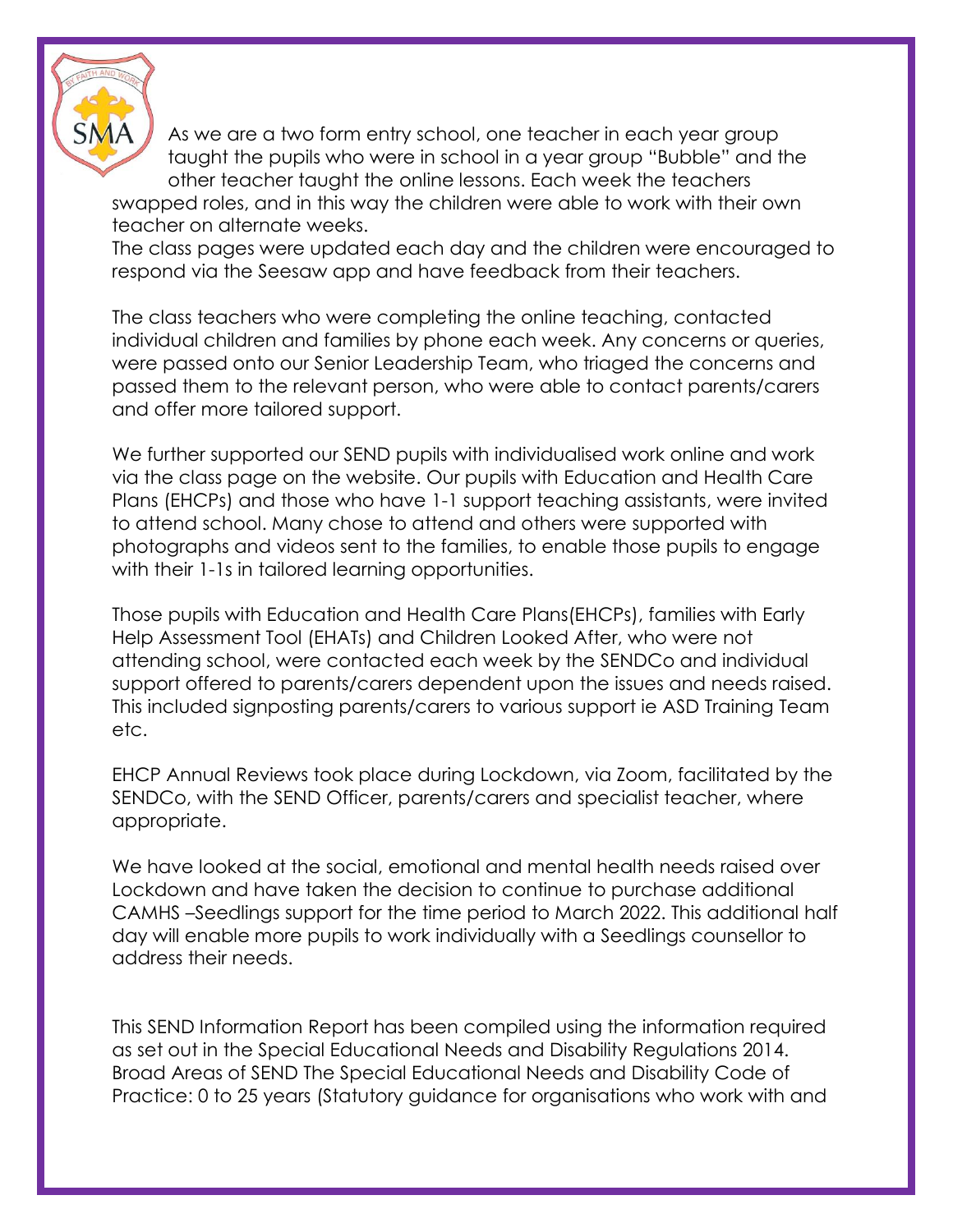As we are a two form entry school, one teacher in each year group taught the pupils who were in school in a year group "Bubble" and the other teacher taught the online lessons. Each week the teachers swapped roles, and in this way the children were able to work with their own teacher on alternate weeks.
The class pages were updated each day and the children were encouraged to respond via the Seesaw app and have feedback from their teachers.

The class teachers who were completing the online teaching, contacted individual children and families by phone each week. Any concerns or queries, were passed onto our Senior Leadership Team, who triaged the concerns and passed them to the relevant person, who were able to contact parents/carers and offer more tailored support.

We further supported our SEND pupils with individualised work online and work via the class page on the website. Our pupils with Education and Health Care Plans (EHCPs) and those who have 1-1 support teaching assistants, were invited to attend school. Many chose to attend and others were supported with photographs and videos sent to the families, to enable those pupils to engage with their 1-1s in tailored learning opportunities.

Those pupils with Education and Health Care Plans(EHCPs), families with Early Help Assessment Tool (EHATs) and Children Looked After, who were not attending school, were contacted each week by the SENDCo and individual support offered to parents/carers dependent upon the issues and needs raised. This included signposting parents/carers to various support ie ASD Training Team etc.

EHCP Annual Reviews took place during Lockdown, via Zoom, facilitated by the SENDCo, with the SEND Officer, parents/carers and specialist teacher, where appropriate.

We have looked at the social, emotional and mental health needs raised over Lockdown and have taken the decision to continue to purchase additional CAMHS –Seedlings support for the time period to March 2022. This additional half day will enable more pupils to work individually with a Seedlings counsellor to address their needs.

This SEND Information Report has been compiled using the information required as set out in the Special Educational Needs and Disability Regulations 2014. Broad Areas of SEND The Special Educational Needs and Disability Code of Practice: 0 to 25 years (Statutory guidance for organisations who work with and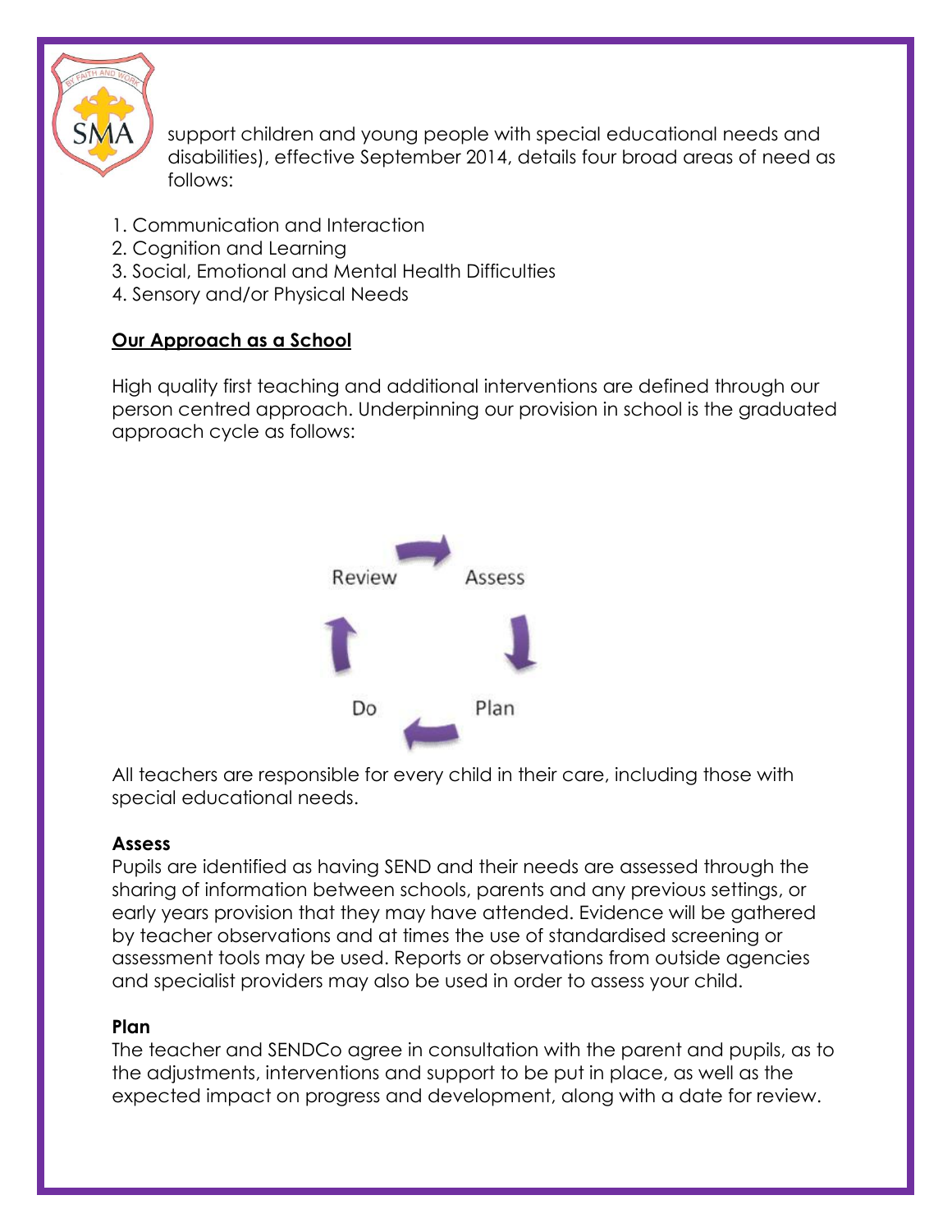support children and young people with special educational needs and disabilities), effective September 2014, details four broad areas of need as follows:

1. Communication and Interaction
2. Cognition and Learning
3. Social, Emotional and Mental Health Difficulties
4. Sensory and/or Physical Needs

## Our Approach as a School

High quality first teaching and additional interventions are defined through our person centred approach. Underpinning our provision in school is the graduated approach cycle as follows:

Review → Assess → Plan → Do → Review

All teachers are responsible for every child in their care, including those with special educational needs.

### Assess

Pupils are identified as having SEND and their needs are assessed through the sharing of information between schools, parents and any previous settings, or early years provision that they may have attended. Evidence will be gathered by teacher observations and at times the use of standardised screening or assessment tools may be used. Reports or observations from outside agencies and specialist providers may also be used in order to assess your child.

### Plan

The teacher and SENDCo agree in consultation with the parent and pupils, as to the adjustments, interventions and support to be put in place, as well as the expected impact on progress and development, along with a date for review.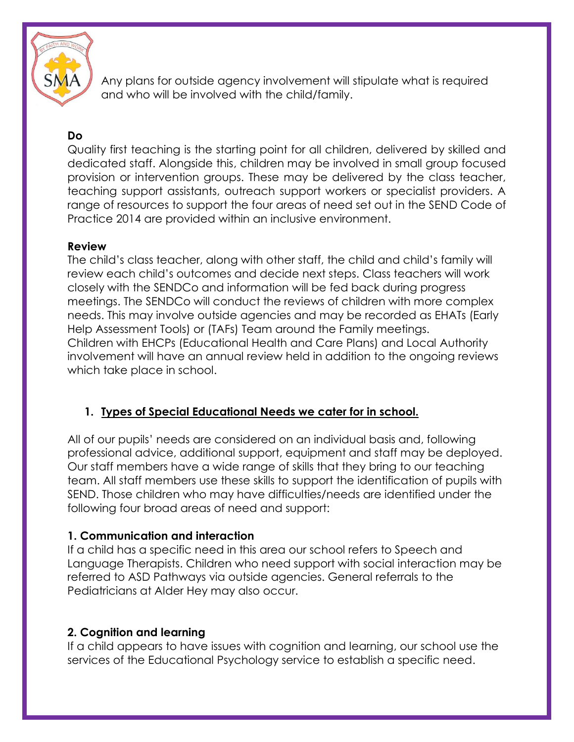Any plans for outside agency involvement will stipulate what is required and who will be involved with the child/family.

**Do**

Quality first teaching is the starting point for all children, delivered by skilled and dedicated staff. Alongside this, children may be involved in small group focused provision or intervention groups. These may be delivered by the class teacher, teaching support assistants, outreach support workers or specialist providers. A range of resources to support the four areas of need set out in the SEND Code of Practice 2014 are provided within an inclusive environment.

**Review**

The child's class teacher, along with other staff, the child and child's family will review each child's outcomes and decide next steps. Class teachers will work closely with the SENDCo and information will be fed back during progress meetings. The SENDCo will conduct the reviews of children with more complex needs. This may involve outside agencies and may be recorded as EHATs (Early Help Assessment Tools) or (TAFs) Team around the Family meetings. Children with EHCPs (Educational Health and Care Plans) and Local Authority involvement will have an annual review held in addition to the ongoing reviews which take place in school.

## 1. Types of Special Educational Needs we cater for in school.

All of our pupils' needs are considered on an individual basis and, following professional advice, additional support, equipment and staff may be deployed. Our staff members have a wide range of skills that they bring to our teaching team. All staff members use these skills to support the identification of pupils with SEND. Those children who may have difficulties/needs are identified under the following four broad areas of need and support:

### 1. Communication and interaction

If a child has a specific need in this area our school refers to Speech and Language Therapists. Children who need support with social interaction may be referred to ASD Pathways via outside agencies. General referrals to the Pediatricians at Alder Hey may also occur.

### 2. Cognition and learning

If a child appears to have issues with cognition and learning, our school use the services of the Educational Psychology service to establish a specific need.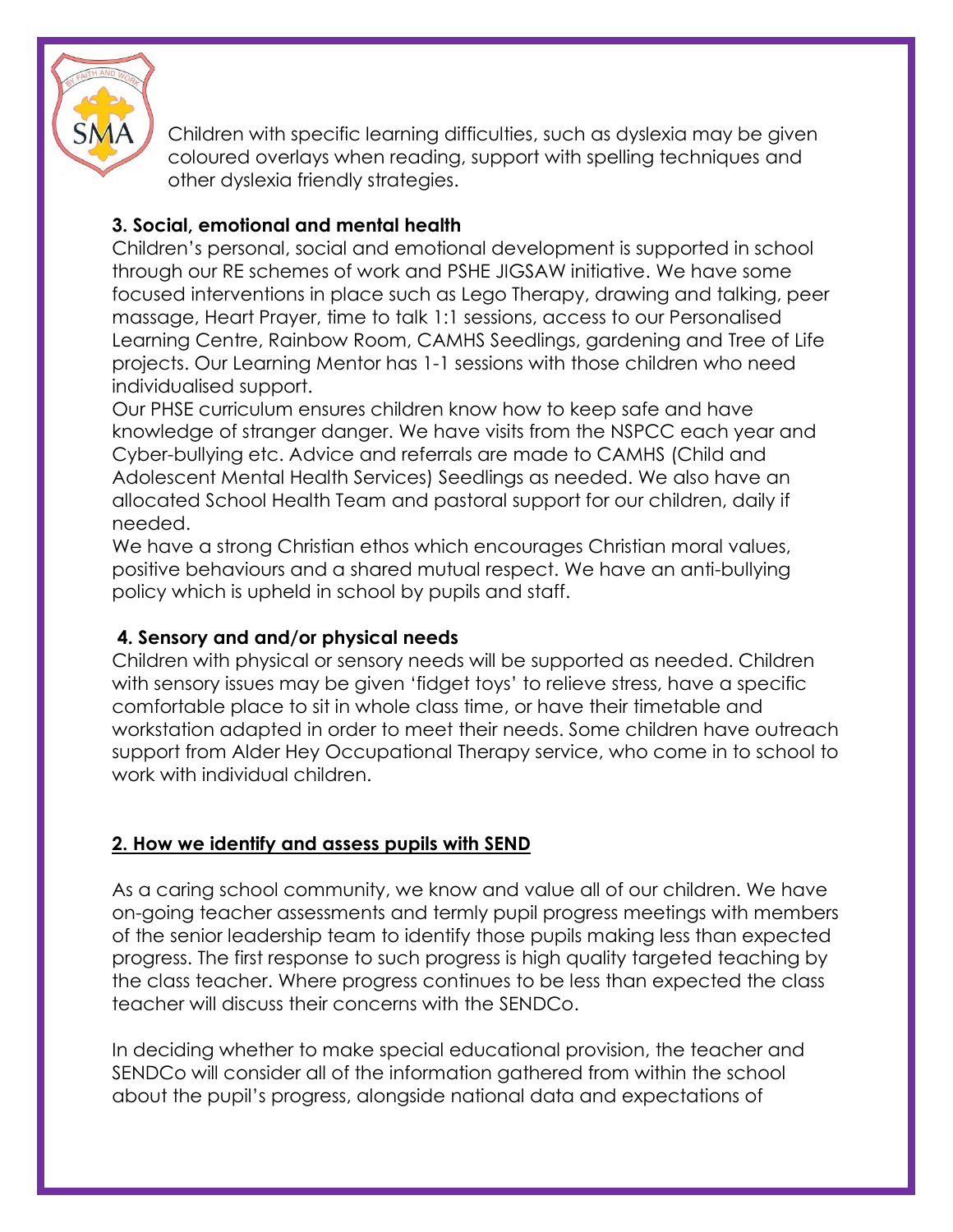Children with specific learning difficulties, such as dyslexia may be given coloured overlays when reading, support with spelling techniques and other dyslexia friendly strategies.

### 3. Social, emotional and mental health

Children's personal, social and emotional development is supported in school through our RE schemes of work and PSHE JIGSAW initiative. We have some focused interventions in place such as Lego Therapy, drawing and talking, peer massage, Heart Prayer, time to talk 1:1 sessions, access to our Personalised Learning Centre, Rainbow Room, CAMHS Seedlings, gardening and Tree of Life projects. Our Learning Mentor has 1-1 sessions with those children who need individualised support.

Our PHSE curriculum ensures children know how to keep safe and have knowledge of stranger danger. We have visits from the NSPCC each year and Cyber-bullying etc. Advice and referrals are made to CAMHS (Child and Adolescent Mental Health Services) Seedlings as needed. We also have an allocated School Health Team and pastoral support for our children, daily if needed.

We have a strong Christian ethos which encourages Christian moral values, positive behaviours and a shared mutual respect. We have an anti-bullying policy which is upheld in school by pupils and staff.

### 4. Sensory and and/or physical needs

Children with physical or sensory needs will be supported as needed. Children with sensory issues may be given 'fidget toys' to relieve stress, have a specific comfortable place to sit in whole class time, or have their timetable and workstation adapted in order to meet their needs. Some children have outreach support from Alder Hey Occupational Therapy service, who come in to school to work with individual children.

## 2. How we identify and assess pupils with SEND

As a caring school community, we know and value all of our children. We have on-going teacher assessments and termly pupil progress meetings with members of the senior leadership team to identify those pupils making less than expected progress. The first response to such progress is high quality targeted teaching by the class teacher. Where progress continues to be less than expected the class teacher will discuss their concerns with the SENDCo.

In deciding whether to make special educational provision, the teacher and SENDCo will consider all of the information gathered from within the school about the pupil's progress, alongside national data and expectations of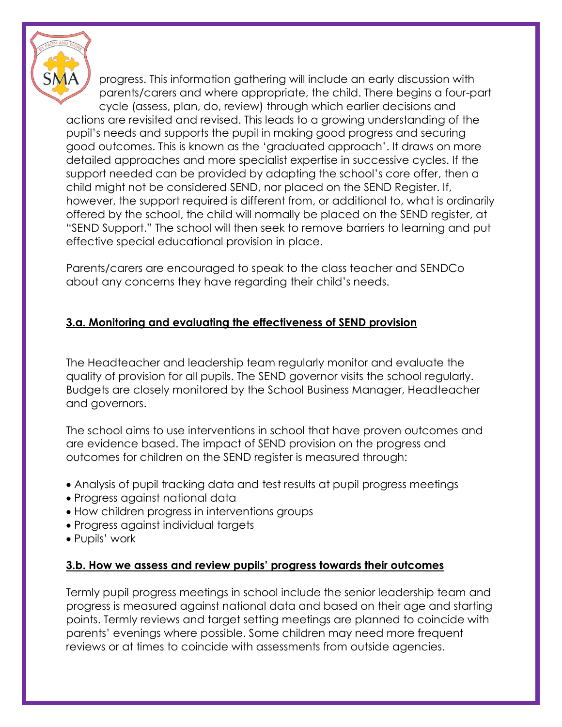progress. This information gathering will include an early discussion with parents/carers and where appropriate, the child. There begins a four-part cycle (assess, plan, do, review) through which earlier decisions and actions are revisited and revised. This leads to a growing understanding of the pupil's needs and supports the pupil in making good progress and securing good outcomes. This is known as the 'graduated approach'. It draws on more detailed approaches and more specialist expertise in successive cycles. If the support needed can be provided by adapting the school's core offer, then a child might not be considered SEND, nor placed on the SEND Register. If, however, the support required is different from, or additional to, what is ordinarily offered by the school, the child will normally be placed on the SEND register, at "SEND Support." The school will then seek to remove barriers to learning and put effective special educational provision in place.

Parents/carers are encouraged to speak to the class teacher and SENDCo about any concerns they have regarding their child's needs.

## 3.a. Monitoring and evaluating the effectiveness of SEND provision

The Headteacher and leadership team regularly monitor and evaluate the quality of provision for all pupils. The SEND governor visits the school regularly. Budgets are closely monitored by the School Business Manager, Headteacher and governors.

The school aims to use interventions in school that have proven outcomes and are evidence based. The impact of SEND provision on the progress and outcomes for children on the SEND register is measured through:

- Analysis of pupil tracking data and test results at pupil progress meetings
- Progress against national data
- How children progress in interventions groups
- Progress against individual targets
- Pupils' work

## 3.b. How we assess and review pupils' progress towards their outcomes

Termly pupil progress meetings in school include the senior leadership team and progress is measured against national data and based on their age and starting points. Termly reviews and target setting meetings are planned to coincide with parents' evenings where possible. Some children may need more frequent reviews or at times to coincide with assessments from outside agencies.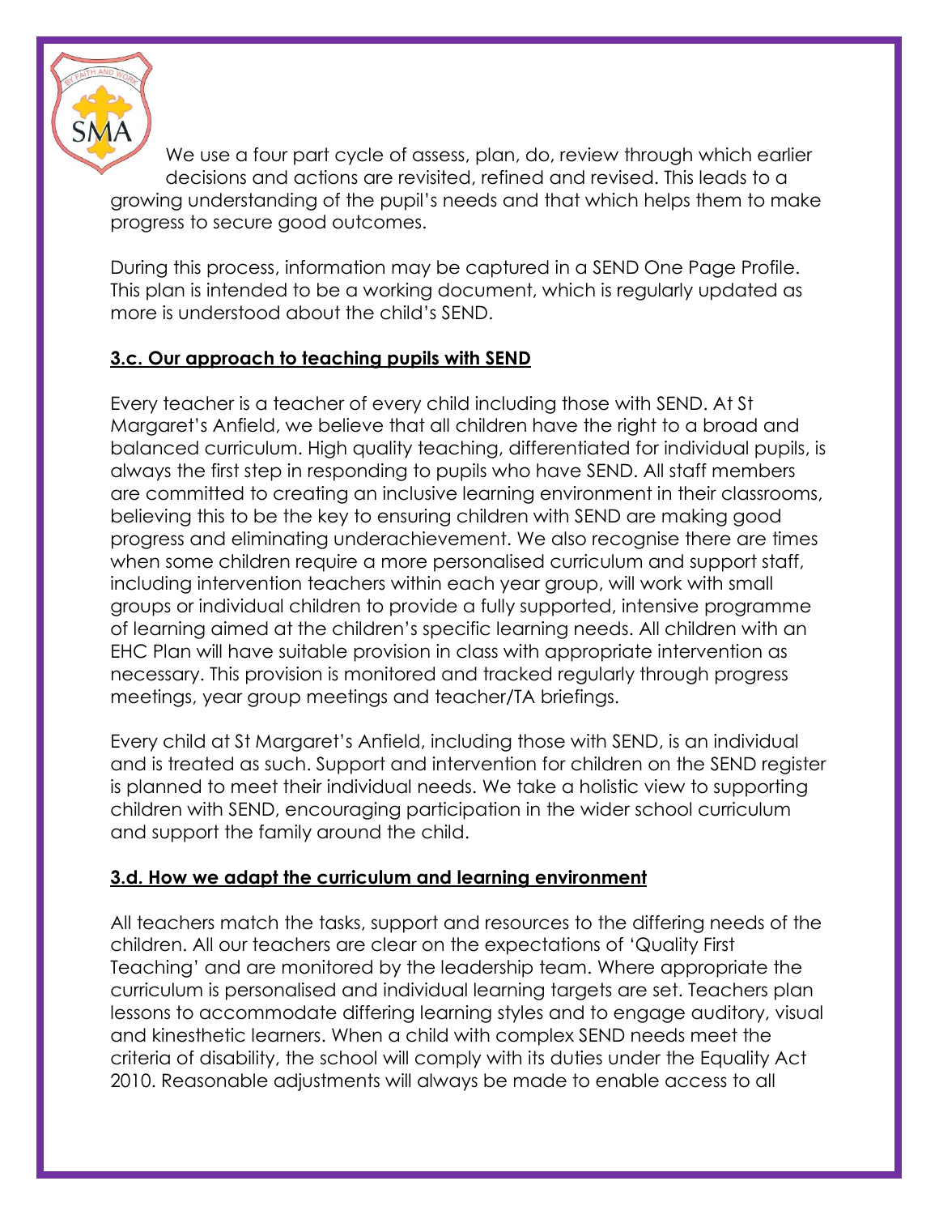We use a four part cycle of assess, plan, do, review through which earlier decisions and actions are revisited, refined and revised. This leads to a growing understanding of the pupil's needs and that which helps them to make progress to secure good outcomes.

During this process, information may be captured in a SEND One Page Profile. This plan is intended to be a working document, which is regularly updated as more is understood about the child's SEND.

### **3.c. Our approach to teaching pupils with SEND**

Every teacher is a teacher of every child including those with SEND. At St Margaret's Anfield, we believe that all children have the right to a broad and balanced curriculum. High quality teaching, differentiated for individual pupils, is always the first step in responding to pupils who have SEND. All staff members are committed to creating an inclusive learning environment in their classrooms, believing this to be the key to ensuring children with SEND are making good progress and eliminating underachievement. We also recognise there are times when some children require a more personalised curriculum and support staff, including intervention teachers within each year group, will work with small groups or individual children to provide a fully supported, intensive programme of learning aimed at the children's specific learning needs. All children with an EHC Plan will have suitable provision in class with appropriate intervention as necessary. This provision is monitored and tracked regularly through progress meetings, year group meetings and teacher/TA briefings.

Every child at St Margaret's Anfield, including those with SEND, is an individual and is treated as such. Support and intervention for children on the SEND register is planned to meet their individual needs. We take a holistic view to supporting children with SEND, encouraging participation in the wider school curriculum and support the family around the child.

### **3.d. How we adapt the curriculum and learning environment**

All teachers match the tasks, support and resources to the differing needs of the children. All our teachers are clear on the expectations of 'Quality First Teaching' and are monitored by the leadership team. Where appropriate the curriculum is personalised and individual learning targets are set. Teachers plan lessons to accommodate differing learning styles and to engage auditory, visual and kinesthetic learners. When a child with complex SEND needs meet the criteria of disability, the school will comply with its duties under the Equality Act 2010. Reasonable adjustments will always be made to enable access to all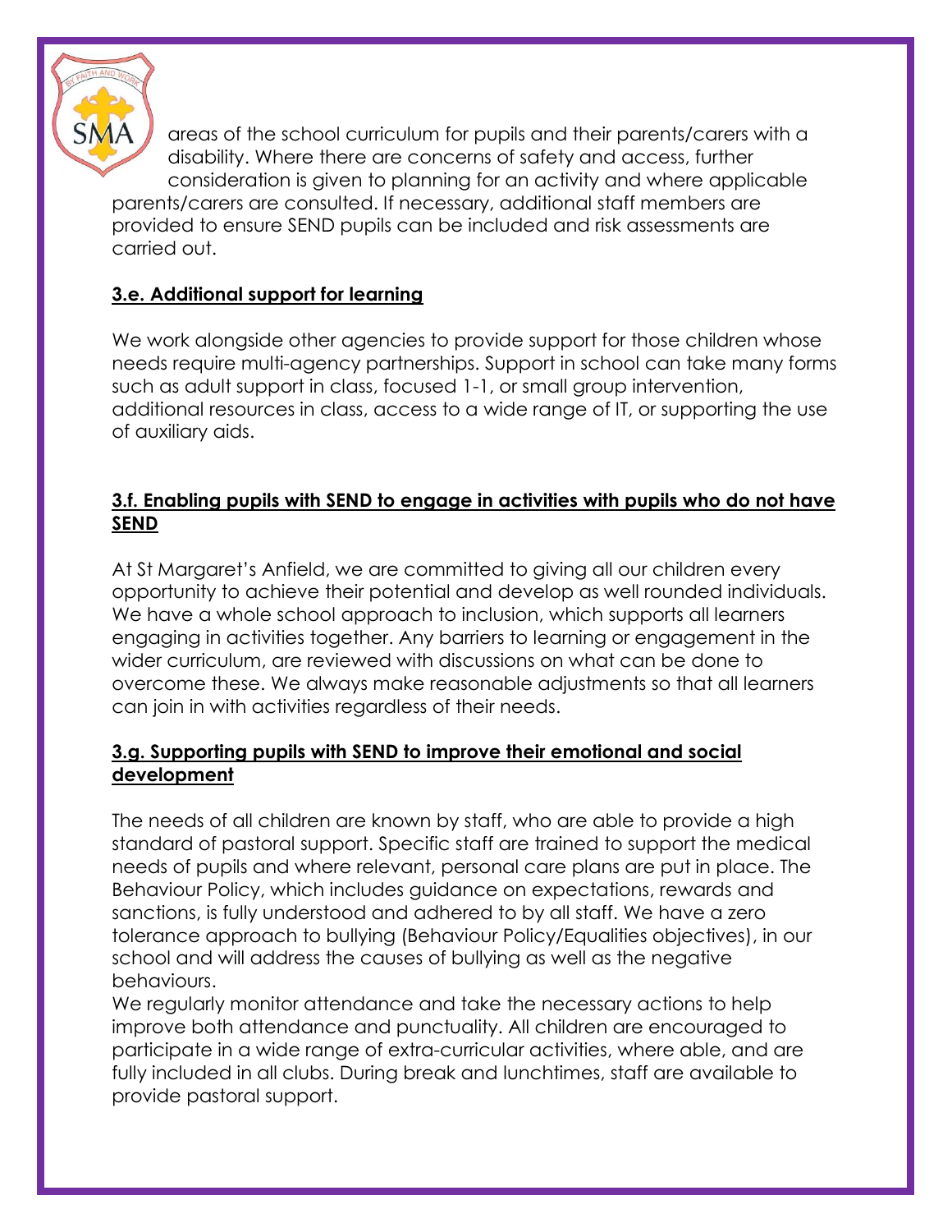areas of the school curriculum for pupils and their parents/carers with a disability. Where there are concerns of safety and access, further consideration is given to planning for an activity and where applicable parents/carers are consulted. If necessary, additional staff members are provided to ensure SEND pupils can be included and risk assessments are carried out.

### **3.e. Additional support for learning**

We work alongside other agencies to provide support for those children whose needs require multi-agency partnerships. Support in school can take many forms such as adult support in class, focused 1-1, or small group intervention, additional resources in class, access to a wide range of IT, or supporting the use of auxiliary aids.

### **3.f. Enabling pupils with SEND to engage in activities with pupils who do not have SEND**

At St Margaret's Anfield, we are committed to giving all our children every opportunity to achieve their potential and develop as well rounded individuals. We have a whole school approach to inclusion, which supports all learners engaging in activities together. Any barriers to learning or engagement in the wider curriculum, are reviewed with discussions on what can be done to overcome these. We always make reasonable adjustments so that all learners can join in with activities regardless of their needs.

### **3.g. Supporting pupils with SEND to improve their emotional and social development**

The needs of all children are known by staff, who are able to provide a high standard of pastoral support. Specific staff are trained to support the medical needs of pupils and where relevant, personal care plans are put in place. The Behaviour Policy, which includes guidance on expectations, rewards and sanctions, is fully understood and adhered to by all staff. We have a zero tolerance approach to bullying (Behaviour Policy/Equalities objectives), in our school and will address the causes of bullying as well as the negative behaviours.

We regularly monitor attendance and take the necessary actions to help improve both attendance and punctuality. All children are encouraged to participate in a wide range of extra-curricular activities, where able, and are fully included in all clubs. During break and lunchtimes, staff are available to provide pastoral support.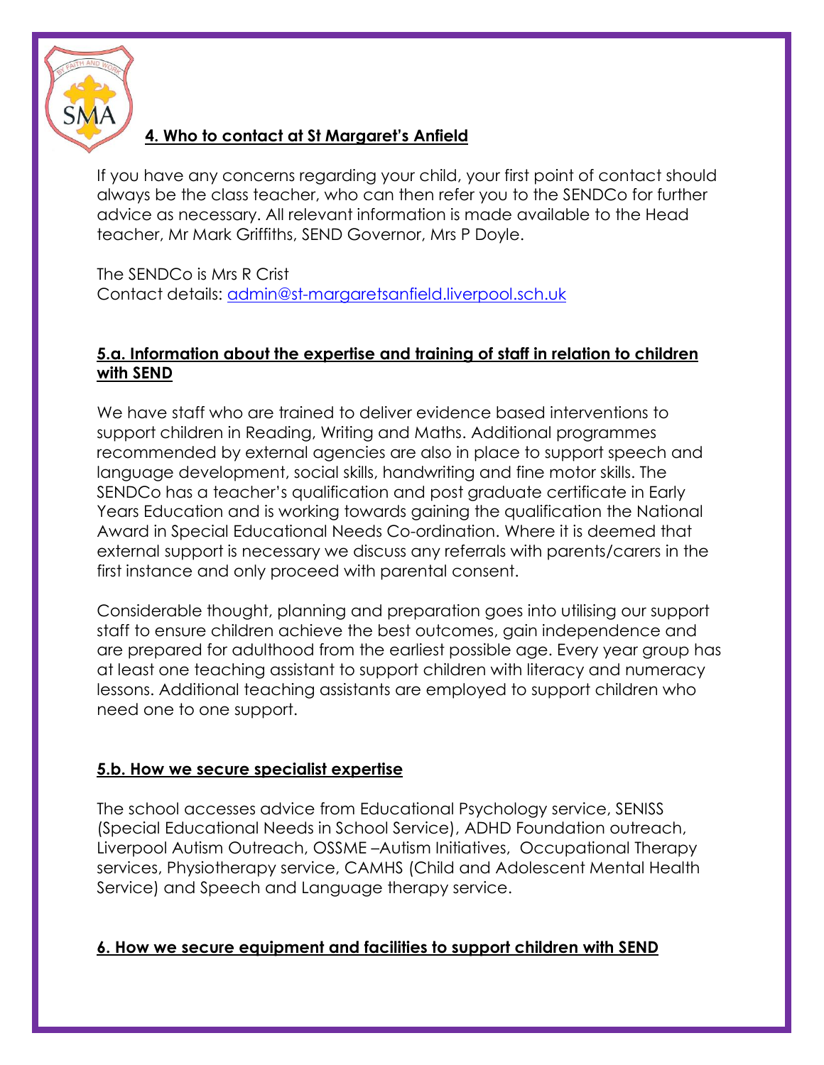## 4. Who to contact at St Margaret's Anfield

If you have any concerns regarding your child, your first point of contact should always be the class teacher, who can then refer you to the SENDCo for further advice as necessary. All relevant information is made available to the Head teacher, Mr Mark Griffiths, SEND Governor, Mrs P Doyle.

The SENDCo is Mrs R Crist
Contact details: admin@st-margaretsanfield.liverpool.sch.uk

## 5.a. Information about the expertise and training of staff in relation to children with SEND

We have staff who are trained to deliver evidence based interventions to support children in Reading, Writing and Maths. Additional programmes recommended by external agencies are also in place to support speech and language development, social skills, handwriting and fine motor skills. The SENDCo has a teacher's qualification and post graduate certificate in Early Years Education and is working towards gaining the qualification the National Award in Special Educational Needs Co-ordination. Where it is deemed that external support is necessary we discuss any referrals with parents/carers in the first instance and only proceed with parental consent.

Considerable thought, planning and preparation goes into utilising our support staff to ensure children achieve the best outcomes, gain independence and are prepared for adulthood from the earliest possible age. Every year group has at least one teaching assistant to support children with literacy and numeracy lessons. Additional teaching assistants are employed to support children who need one to one support.

## 5.b. How we secure specialist expertise

The school accesses advice from Educational Psychology service, SENISS (Special Educational Needs in School Service), ADHD Foundation outreach, Liverpool Autism Outreach, OSSME –Autism Initiatives, Occupational Therapy services, Physiotherapy service, CAMHS (Child and Adolescent Mental Health Service) and Speech and Language therapy service.

## 6. How we secure equipment and facilities to support children with SEND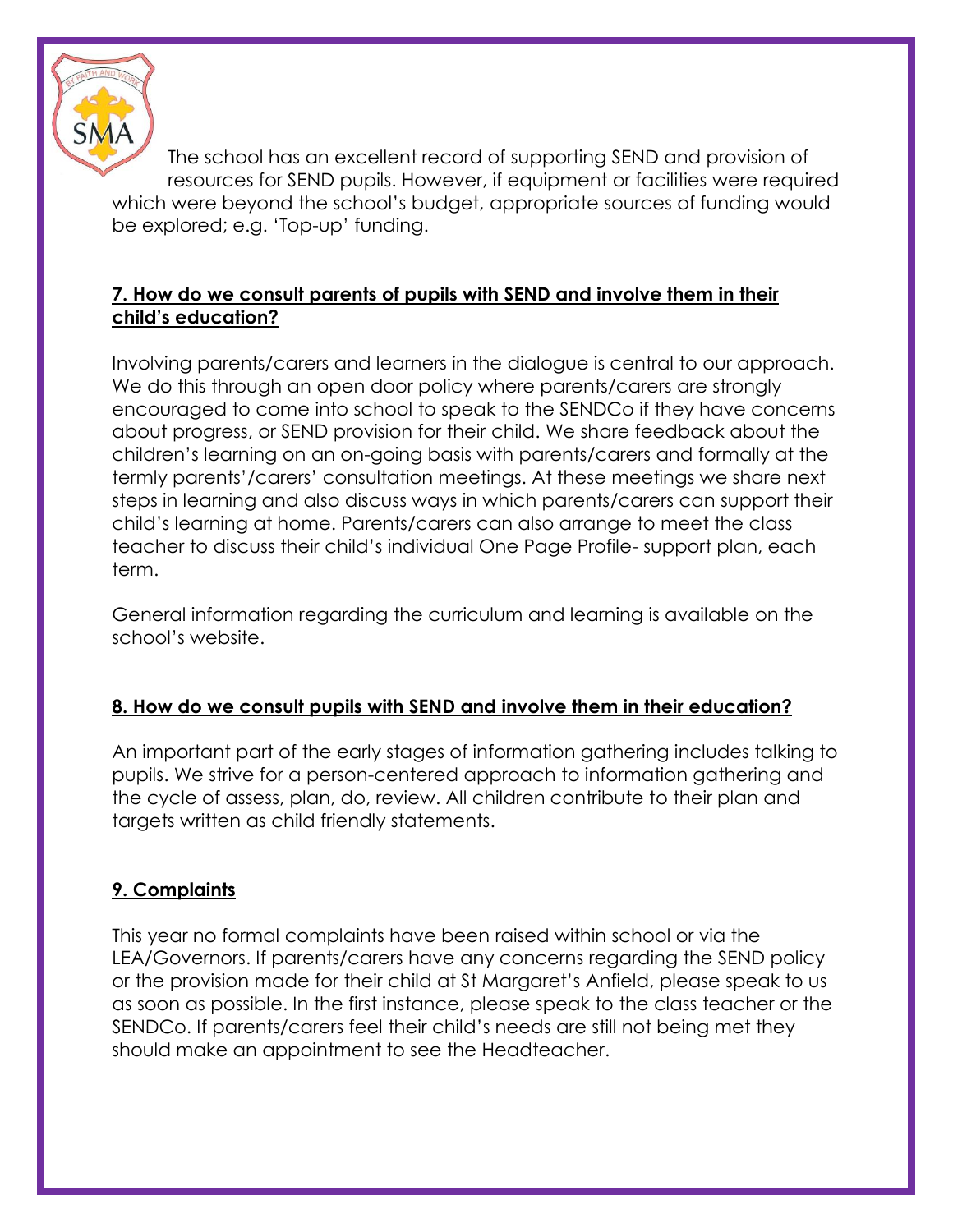The school has an excellent record of supporting SEND and provision of resources for SEND pupils. However, if equipment or facilities were required which were beyond the school's budget, appropriate sources of funding would be explored; e.g. 'Top-up' funding.

## 7. How do we consult parents of pupils with SEND and involve them in their child's education?

Involving parents/carers and learners in the dialogue is central to our approach. We do this through an open door policy where parents/carers are strongly encouraged to come into school to speak to the SENDCo if they have concerns about progress, or SEND provision for their child. We share feedback about the children's learning on an on-going basis with parents/carers and formally at the termly parents'/carers' consultation meetings. At these meetings we share next steps in learning and also discuss ways in which parents/carers can support their child's learning at home. Parents/carers can also arrange to meet the class teacher to discuss their child's individual One Page Profile- support plan, each term.

General information regarding the curriculum and learning is available on the school's website.

## 8. How do we consult pupils with SEND and involve them in their education?

An important part of the early stages of information gathering includes talking to pupils. We strive for a person-centered approach to information gathering and the cycle of assess, plan, do, review. All children contribute to their plan and targets written as child friendly statements.

## 9. Complaints

This year no formal complaints have been raised within school or via the LEA/Governors. If parents/carers have any concerns regarding the SEND policy or the provision made for their child at St Margaret's Anfield, please speak to us as soon as possible. In the first instance, please speak to the class teacher or the SENDCo. If parents/carers feel their child's needs are still not being met they should make an appointment to see the Headteacher.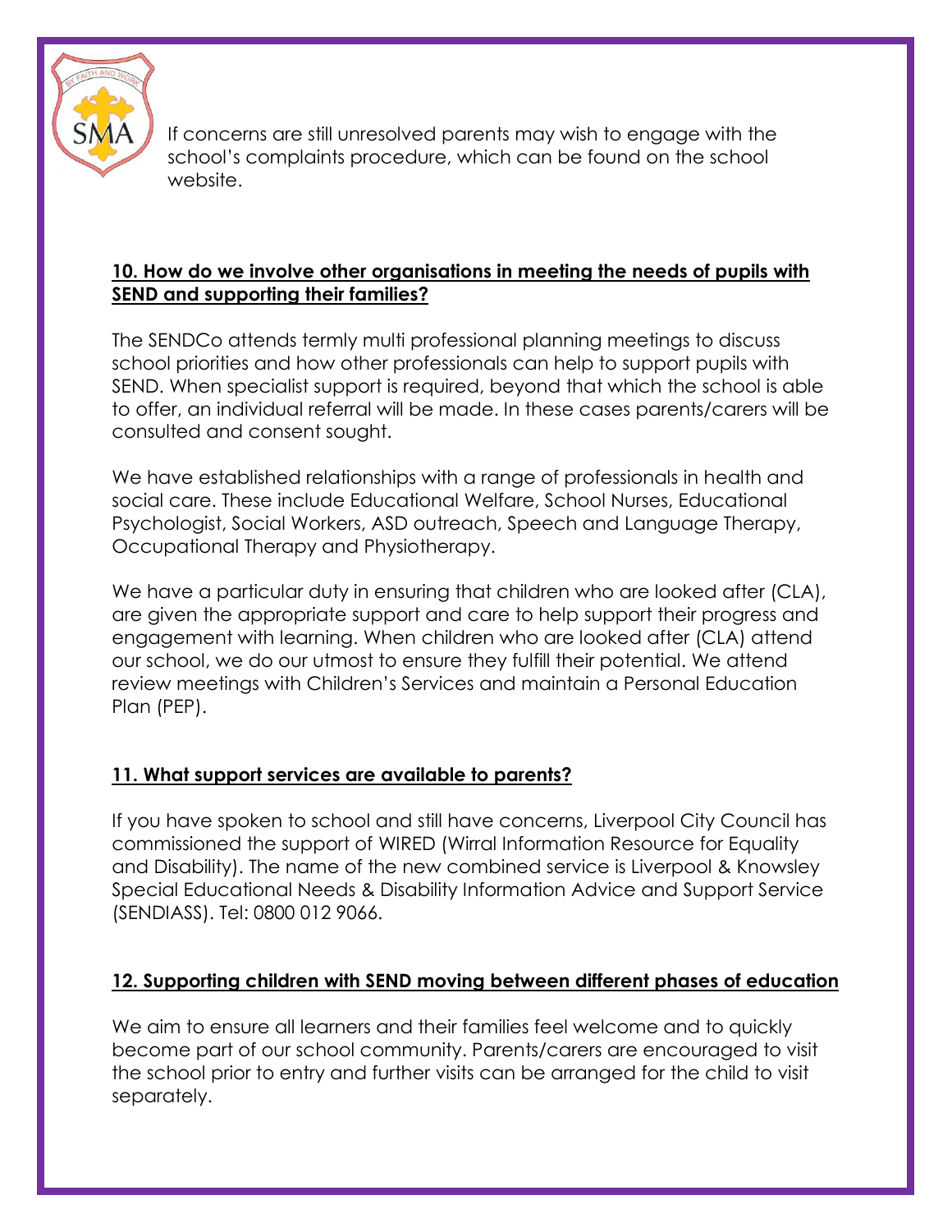If concerns are still unresolved parents may wish to engage with the school's complaints procedure, which can be found on the school website.

## 10. How do we involve other organisations in meeting the needs of pupils with SEND and supporting their families?

The SENDCo attends termly multi professional planning meetings to discuss school priorities and how other professionals can help to support pupils with SEND. When specialist support is required, beyond that which the school is able to offer, an individual referral will be made. In these cases parents/carers will be consulted and consent sought.

We have established relationships with a range of professionals in health and social care. These include Educational Welfare, School Nurses, Educational Psychologist, Social Workers, ASD outreach, Speech and Language Therapy, Occupational Therapy and Physiotherapy.

We have a particular duty in ensuring that children who are looked after (CLA), are given the appropriate support and care to help support their progress and engagement with learning. When children who are looked after (CLA) attend our school, we do our utmost to ensure they fulfill their potential. We attend review meetings with Children's Services and maintain a Personal Education Plan (PEP).

## 11. What support services are available to parents?

If you have spoken to school and still have concerns, Liverpool City Council has commissioned the support of WIRED (Wirral Information Resource for Equality and Disability). The name of the new combined service is Liverpool & Knowsley Special Educational Needs & Disability Information Advice and Support Service (SENDIASS). Tel: 0800 012 9066.

## 12. Supporting children with SEND moving between different phases of education

We aim to ensure all learners and their families feel welcome and to quickly become part of our school community. Parents/carers are encouraged to visit the school prior to entry and further visits can be arranged for the child to visit separately.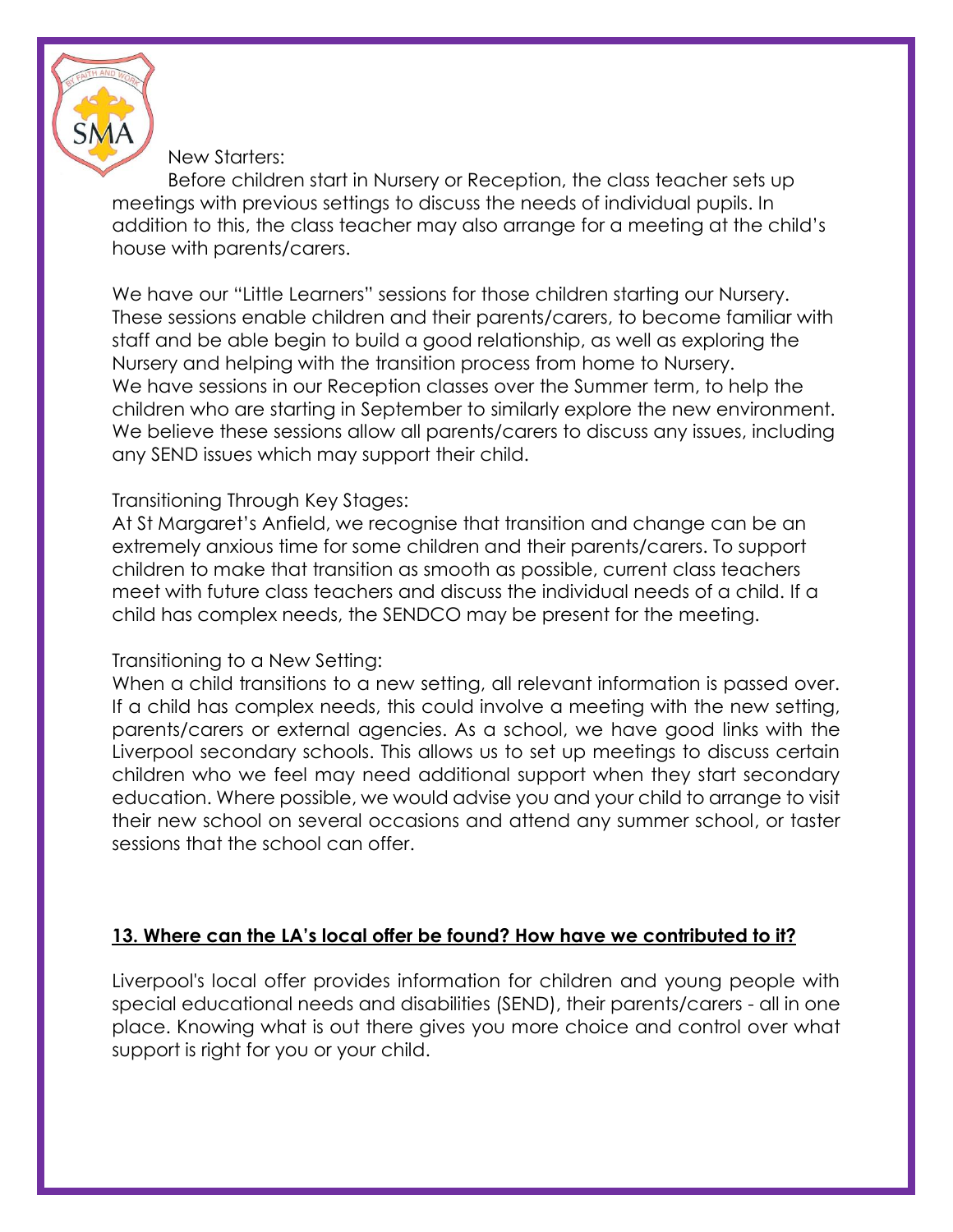New Starters:

Before children start in Nursery or Reception, the class teacher sets up meetings with previous settings to discuss the needs of individual pupils. In addition to this, the class teacher may also arrange for a meeting at the child's house with parents/carers.

We have our "Little Learners" sessions for those children starting our Nursery. These sessions enable children and their parents/carers, to become familiar with staff and be able begin to build a good relationship, as well as exploring the Nursery and helping with the transition process from home to Nursery.
We have sessions in our Reception classes over the Summer term, to help the children who are starting in September to similarly explore the new environment. We believe these sessions allow all parents/carers to discuss any issues, including any SEND issues which may support their child.

Transitioning Through Key Stages:
At St Margaret's Anfield, we recognise that transition and change can be an extremely anxious time for some children and their parents/carers. To support children to make that transition as smooth as possible, current class teachers meet with future class teachers and discuss the individual needs of a child. If a child has complex needs, the SENDCO may be present for the meeting.

Transitioning to a New Setting:
When a child transitions to a new setting, all relevant information is passed over. If a child has complex needs, this could involve a meeting with the new setting, parents/carers or external agencies. As a school, we have good links with the Liverpool secondary schools. This allows us to set up meetings to discuss certain children who we feel may need additional support when they start secondary education. Where possible, we would advise you and your child to arrange to visit their new school on several occasions and attend any summer school, or taster sessions that the school can offer.

## **13. Where can the LA's local offer be found? How have we contributed to it?**

Liverpool's local offer provides information for children and young people with special educational needs and disabilities (SEND), their parents/carers - all in one place. Knowing what is out there gives you more choice and control over what support is right for you or your child.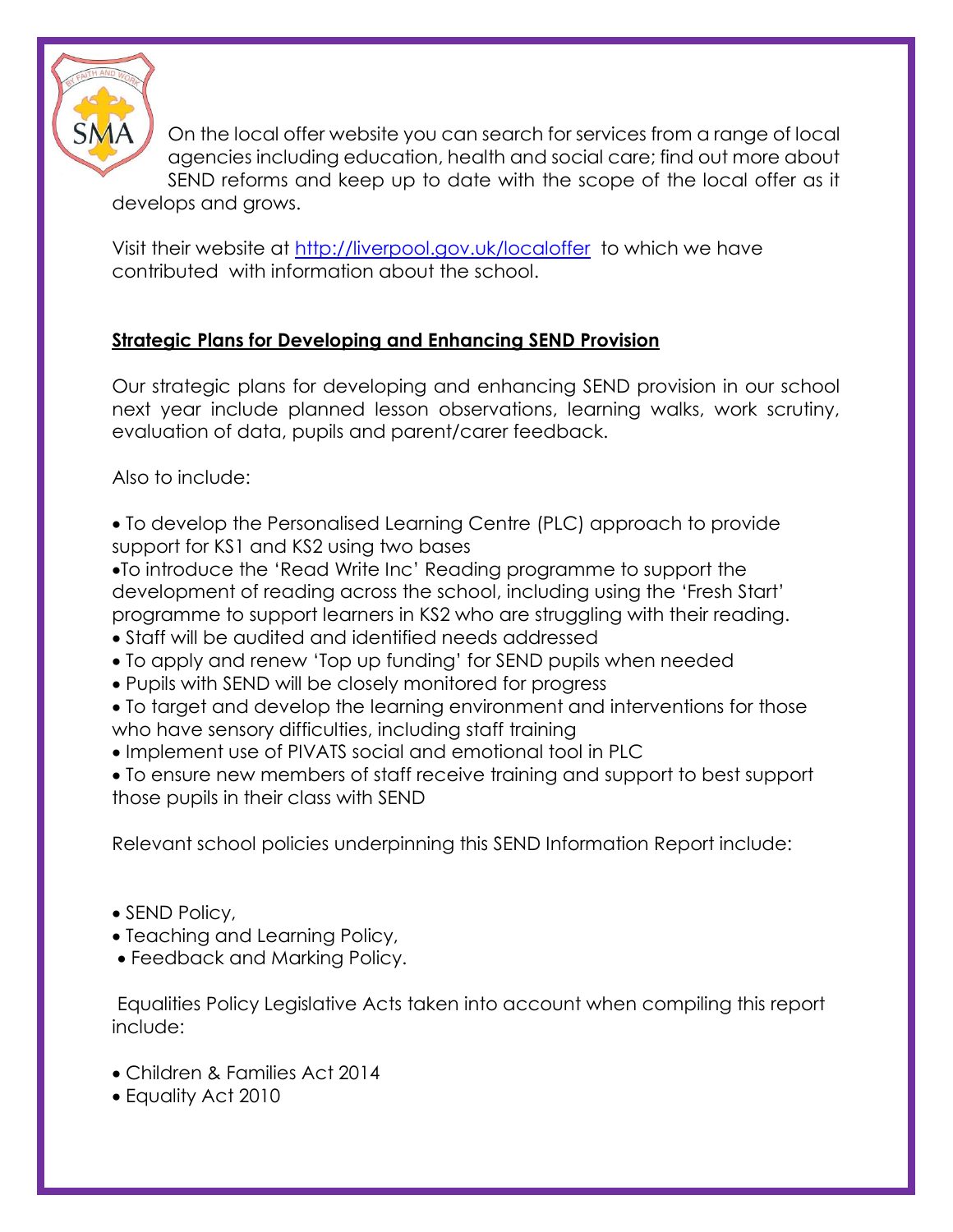On the local offer website you can search for services from a range of local agencies including education, health and social care; find out more about SEND reforms and keep up to date with the scope of the local offer as it develops and grows.

Visit their website at [http://liverpool.gov.uk/localoffer](http://liverpool.gov.uk/localoffer) to which we have contributed with information about the school.

## Strategic Plans for Developing and Enhancing SEND Provision

Our strategic plans for developing and enhancing SEND provision in our school next year include planned lesson observations, learning walks, work scrutiny, evaluation of data, pupils and parent/carer feedback.

Also to include:

- To develop the Personalised Learning Centre (PLC) approach to provide support for KS1 and KS2 using two bases
- To introduce the 'Read Write Inc' Reading programme to support the development of reading across the school, including using the 'Fresh Start' programme to support learners in KS2 who are struggling with their reading.
- Staff will be audited and identified needs addressed
- To apply and renew 'Top up funding' for SEND pupils when needed
- Pupils with SEND will be closely monitored for progress
- To target and develop the learning environment and interventions for those who have sensory difficulties, including staff training
- Implement use of PIVATS social and emotional tool in PLC
- To ensure new members of staff receive training and support to best support those pupils in their class with SEND

Relevant school policies underpinning this SEND Information Report include:

- SEND Policy,
- Teaching and Learning Policy,
- Feedback and Marking Policy.

Equalities Policy Legislative Acts taken into account when compiling this report include:

- Children & Families Act 2014
- Equality Act 2010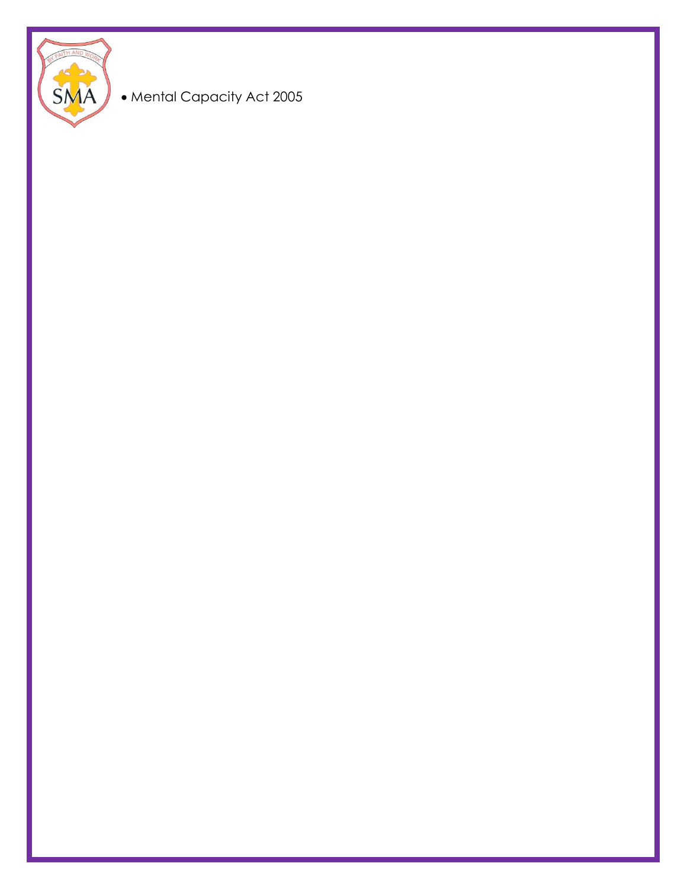- Mental Capacity Act 2005